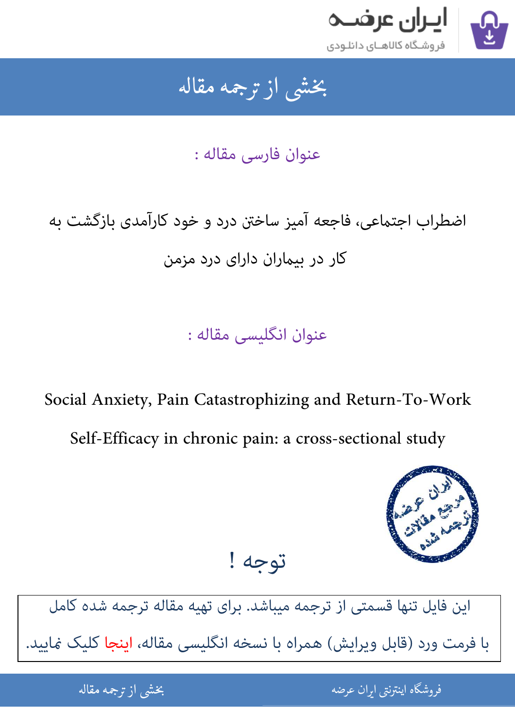# بخشی از ترجمه مقاله

## عنوان فارسی مقاله :

اضطراب اجتماعی، فاجعه آمیز ساختن درد و خود کارآمدی بازگشت به کار در بیماران دارای درد مزمن

## عنوان انگلیسی مقاله :

Social Anxiety, Pain Catastrophizing and Return-To-Work Self-Efficacy in chronic pain: a cross-sectional study

## توجه !

این فایل تنها قسمتی از ترجمه میباشد. برای تهیه مقاله ترجمه شده کامل با فرمت ورد (قابل ویرایش) همراه با نسخه انگلیسی مقاله، اینجا کلیک نمایید.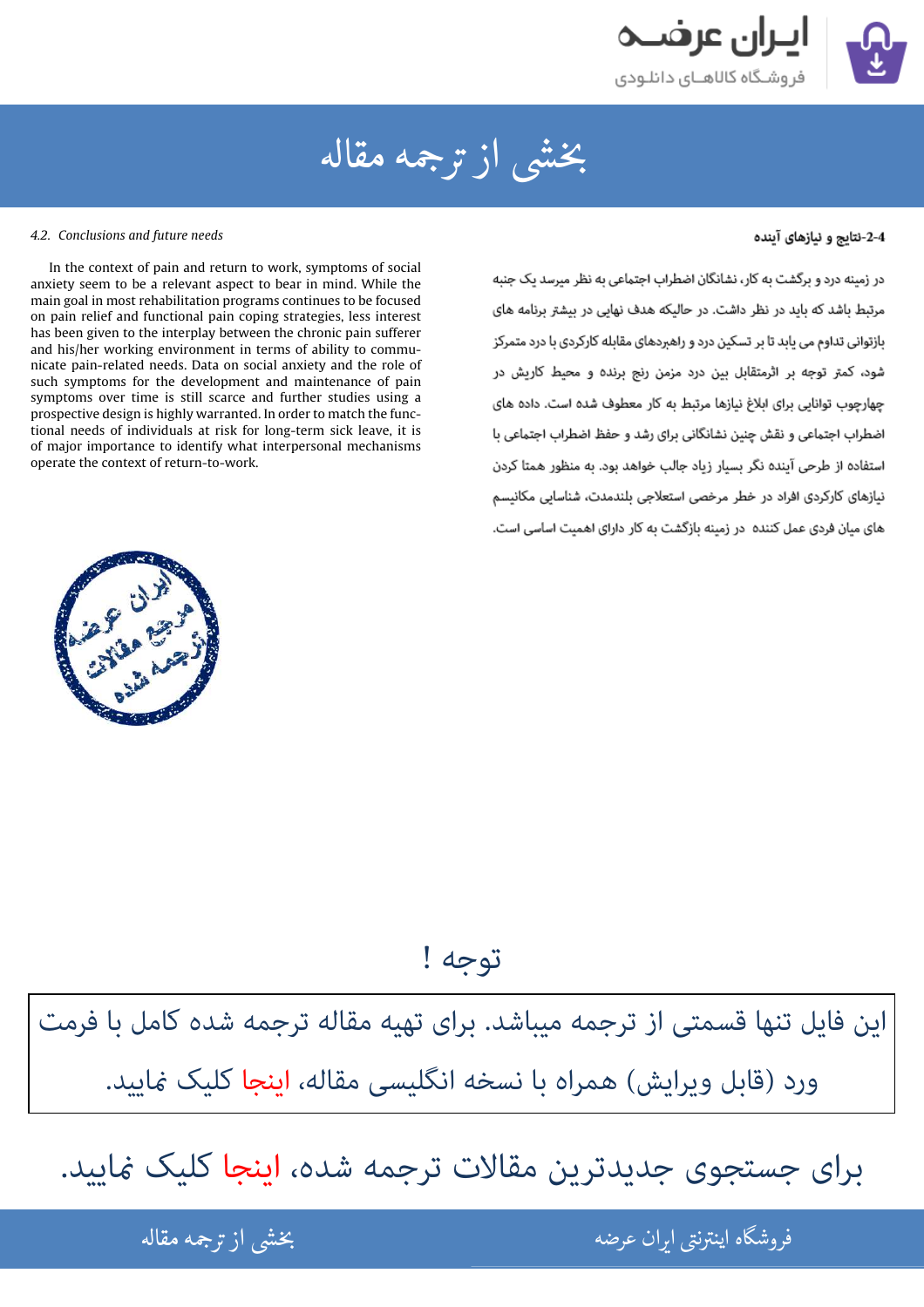# بخشی از ترجمه مقاله

### 4.2. Conclusions and future needs

In the context of pain and return to work, symptoms of social anxiety seem to be a relevant aspect to bear in mind. While the main goal in most rehabilitation programs continues to be focused on pain relief and functional pain coping strategies, less interest has been given to the interplay between the chronic pain sufferer and his/her working environment in terms of ability to communicate pain-related needs. Data on social anxiety and the role of such symptoms for the development and maintenance of pain symptoms over time is still scarce and further studies using a prospective design is highly warranted. In order to match the functional needs of individuals at risk for long-term sick leave, it is of major importance to identify what interpersonal mechanisms operate the context of return-to-work.

### 4-2-نتایج و نیازهای آینده

در زمینه درد و برگشت به کار، نشانگان اضطراب اجتماعی به نظر میرسد یک جنبه مرتبط باشد که باید در نظر داشت. در حالیکه هدف نهایی در بیشتر برنامه های بازتوانی تداوم می یابد تا بر تسکین درد و راهبردهای مقابله کارکردی با درد متمرکز شود، کمتر توجه بر اثرمتقابل بین درد مزمن رنج برنده و محیط کاریش در چهارچوب توانایی برای ابلاغ نیازها مرتبط به کار معطوف شده است. داده های اضطراب اجتماعی و نقش چنین نشانگانی برای رشد و حفظ اضطراب اجتماعی با استفاده از طرح آینده نگر بسیار زیاد جالب خواهد بود. به منظور همتا کردن نیازهای کارکردی افراد در خطر مرخصی استعلاجی بلندمدت، شناسایی مکانیسم های میان فردی عمل کننده در زمینه بازگشت به کار دارای اهمیت اساسی است.

## توجه !

این فایل تنها قسمتی از ترجمه میباشد. برای تهیه مقاله ترجمه شده کامل با فرمت ورد (قابل ویرایش) همراه با نسخه انگلیسی مقاله، اینجا کلیک نمایید.

برای جستجوی جدیدترین مقالات ترجمه شده، اینجا کلیک نمایید.